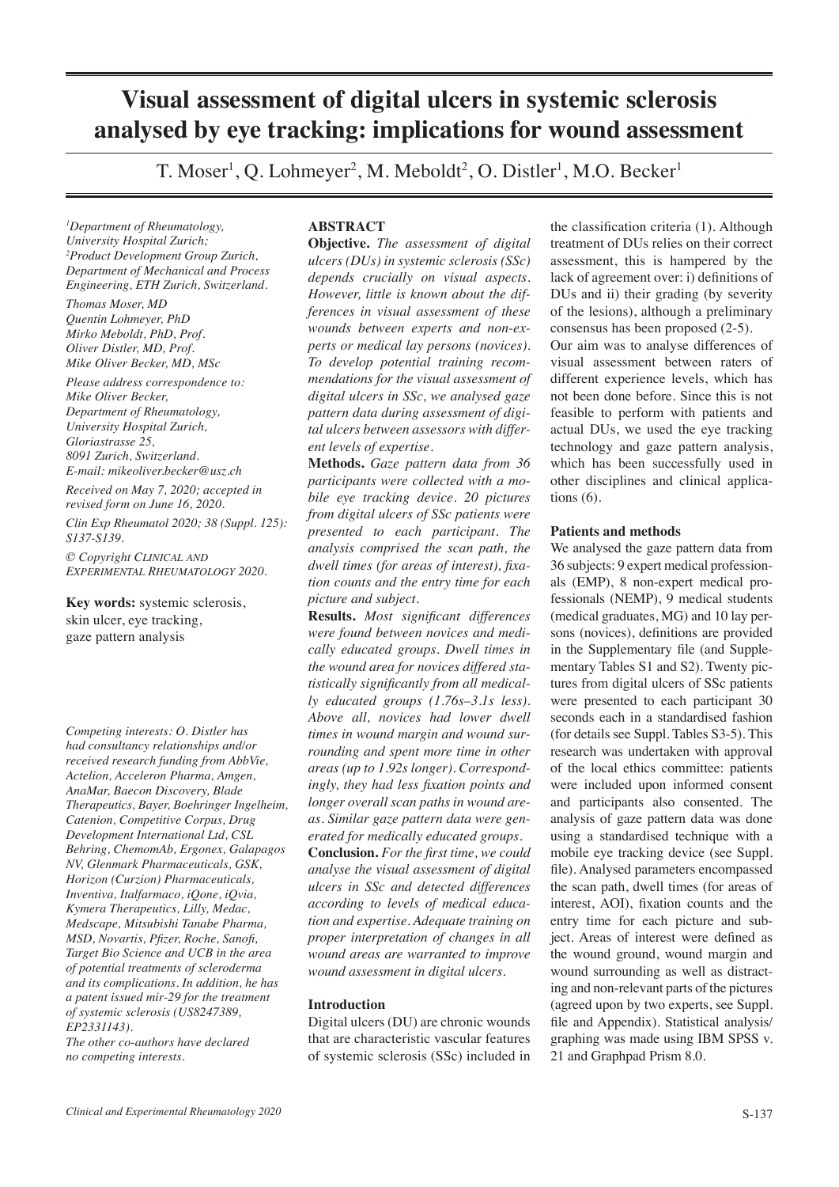# Visual assessment of digital ulcers in systemic sclerosis analysed by eye tracking: implications for wound assessment

T. Moser[1], Q. Lohmeyer[2], M. Meboldt[2], O. Distler[1], M.O. Becker[1]

*[1]Department of Rheumatology, University Hospital Zurich;*
*[2]Product Development Group Zurich, Department of Mechanical and Process Engineering, ETH Zurich, Switzerland.*

*Thomas Moser, MD*
*Quentin Lohmeyer, PhD*
*Mirko Meboldt, PhD, Prof.*
*Oliver Distler, MD, Prof.*
*Mike Oliver Becker, MD, MSc*

*Please address correspondence to: Mike Oliver Becker, Department of Rheumatology, University Hospital Zurich, Gloriastrasse 25, 8091 Zurich, Switzerland.*
*E-mail: mikeoliver.becker@usz.ch*

*Received on May 7, 2020; accepted in revised form on June 16, 2020.*

*Clin Exp Rheumatol 2020; 38 (Suppl. 125): S137-S139.*

*© Copyright Clinical and Experimental Rheumatology 2020.*

**Key words:** systemic sclerosis, skin ulcer, eye tracking, gaze pattern analysis

*Competing interests: O. Distler has had consultancy relationships and/or received research funding from AbbVie, Actelion, Acceleron Pharma, Amgen, AnaMar, Baecon Discovery, Blade Therapeutics, Bayer, Boehringer Ingelheim, Catenion, Competitive Corpus, Drug Development International Ltd, CSL Behring, ChemomAb, Ergonex, Galapagos NV, Glenmark Pharmaceuticals, GSK, Horizon (Curzion) Pharmaceuticals, Inventiva, Italfarmaco, iQone, iQvia, Kymera Therapeutics, Lilly, Medac, Medscape, Mitsubishi Tanabe Pharma, MSD, Novartis, Pfizer, Roche, Sanofi, Target Bio Science and UCB in the area of potential treatments of scleroderma and its complications. In addition, he has a patent issued mir-29 for the treatment of systemic sclerosis (US8247389, EP2331143).*
*The other co-authors have declared no competing interests.*

## ABSTRACT

**Objective.** *The assessment of digital ulcers (DUs) in systemic sclerosis (SSc) depends crucially on visual aspects. However, little is known about the differences in visual assessment of these wounds between experts and non-experts or medical lay persons (novices). To develop potential training recommendations for the visual assessment of digital ulcers in SSc, we analysed gaze pattern data during assessment of digital ulcers between assessors with different levels of expertise.*

**Methods.** *Gaze pattern data from 36 participants were collected with a mobile eye tracking device. 20 pictures from digital ulcers of SSc patients were presented to each participant. The analysis comprised the scan path, the dwell times (for areas of interest), fixation counts and the entry time for each picture and subject.*

**Results.** *Most significant differences were found between novices and medically educated groups. Dwell times in the wound area for novices differed statistically significantly from all medically educated groups (1.76s–3.1s less). Above all, novices had lower dwell times in wound margin and wound surrounding and spent more time in other areas (up to 1.92s longer). Correspondingly, they had less fixation points and longer overall scan paths in wound areas. Similar gaze pattern data were generated for medically educated groups.*

**Conclusion.** *For the first time, we could analyse the visual assessment of digital ulcers in SSc and detected differences according to levels of medical education and expertise. Adequate training on proper interpretation of changes in all wound areas are warranted to improve wound assessment in digital ulcers.*

## Introduction

Digital ulcers (DU) are chronic wounds that are characteristic vascular features of systemic sclerosis (SSc) included in the classification criteria (1). Although treatment of DUs relies on their correct assessment, this is hampered by the lack of agreement over: i) definitions of DUs and ii) their grading (by severity of the lesions), although a preliminary consensus has been proposed (2-5).

Our aim was to analyse differences of visual assessment between raters of different experience levels, which has not been done before. Since this is not feasible to perform with patients and actual DUs, we used the eye tracking technology and gaze pattern analysis, which has been successfully used in other disciplines and clinical applications (6).

## Patients and methods

We analysed the gaze pattern data from 36 subjects: 9 expert medical professionals (EMP), 8 non-expert medical professionals (NEMP), 9 medical students (medical graduates, MG) and 10 lay persons (novices), definitions are provided in the Supplementary file (and Supplementary Tables S1 and S2). Twenty pictures from digital ulcers of SSc patients were presented to each participant 30 seconds each in a standardised fashion (for details see Suppl. Tables S3-5). This research was undertaken with approval of the local ethics committee: patients were included upon informed consent and participants also consented. The analysis of gaze pattern data was done using a standardised technique with a mobile eye tracking device (see Suppl. file). Analysed parameters encompassed the scan path, dwell times (for areas of interest, AOI), fixation counts and the entry time for each picture and subject. Areas of interest were defined as the wound ground, wound margin and wound surrounding as well as distracting and non-relevant parts of the pictures (agreed upon by two experts, see Suppl. file and Appendix). Statistical analysis/graphing was made using IBM SPSS v. 21 and Graphpad Prism 8.0.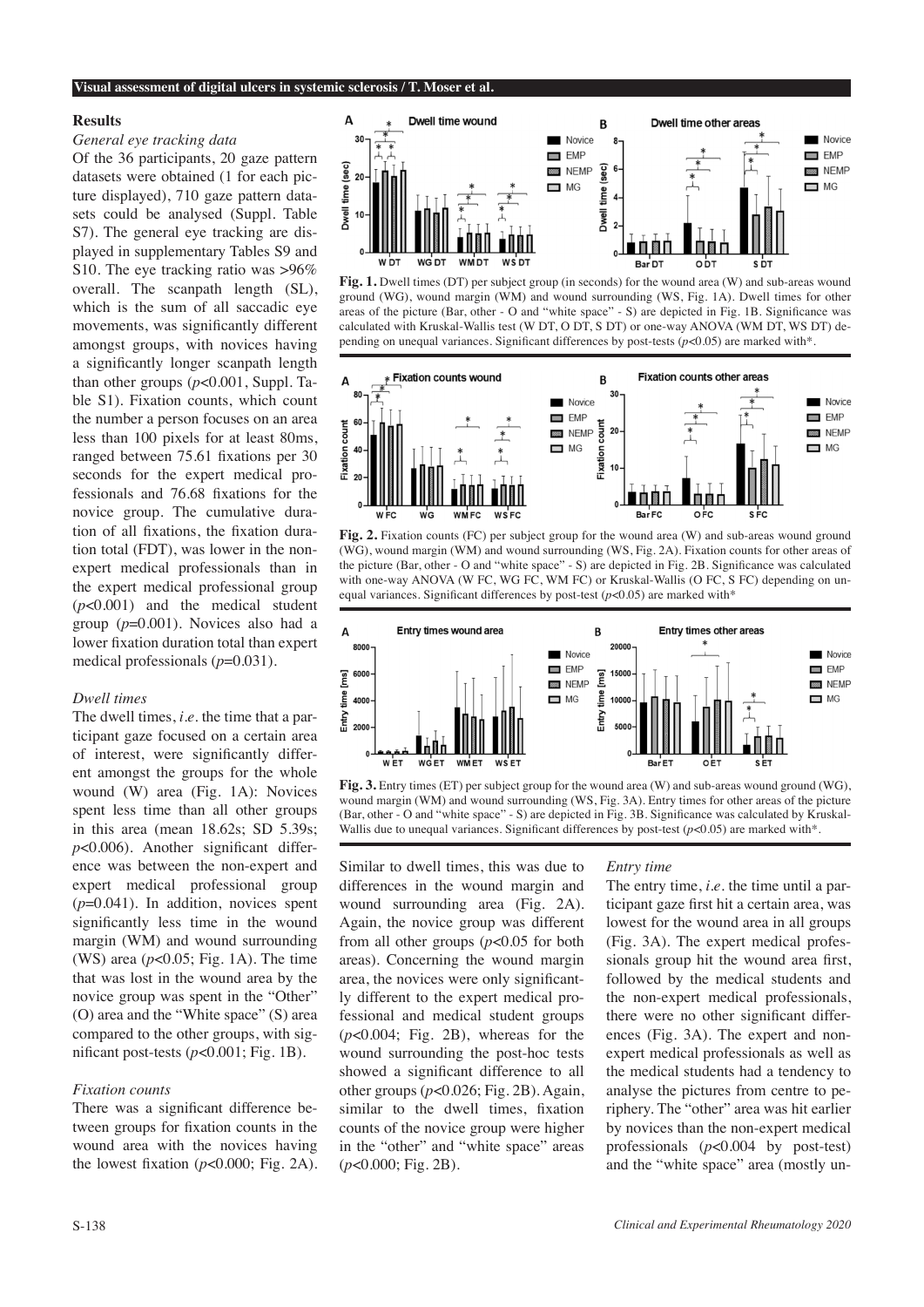## Results

### *General eye tracking data*

Of the 36 participants, 20 gaze pattern datasets were obtained (1 for each picture displayed), 710 gaze pattern datasets could be analysed (Suppl. Table S7). The general eye tracking are displayed in supplementary Tables S9 and S10. The eye tracking ratio was >96% overall. The scanpath length (SL), which is the sum of all saccadic eye movements, was significantly different amongst groups, with novices having a significantly longer scanpath length than other groups ($p$<0.001, Suppl. Table S1). Fixation counts, which count the number a person focuses on an area less than 100 pixels for at least 80ms, ranged between 75.61 fixations per 30 seconds for the expert medical professionals and 76.68 fixations for the novice group. The cumulative duration of all fixations, the fixation duration total (FDT), was lower in the non-expert medical professionals than in the expert medical professional group ($p$<0.001) and the medical student group ($p$=0.001). Novices also had a lower fixation duration total than expert medical professionals ($p$=0.031).

### *Dwell times*

The dwell times, *i.e.* the time that a participant gaze focused on a certain area of interest, were significantly different amongst the groups for the whole wound (W) area (Fig. 1A): Novices spent less time than all other groups in this area (mean 18.62s; SD 5.39s; $p$<0.006). Another significant difference was between the non-expert and expert medical professional group ($p$=0.041). In addition, novices spent significantly less time in the wound margin (WM) and wound surrounding (WS) area ($p$<0.05; Fig. 1A). The time that was lost in the wound area by the novice group was spent in the "Other" (O) area and the "White space" (S) area compared to the other groups, with significant post-tests ($p$<0.001; Fig. 1B).

### *Fixation counts*

There was a significant difference between groups for fixation counts in the wound area with the novices having the lowest fixation ($p$<0.000; Fig. 2A). Similar to dwell times, this was due to differences in the wound margin and wound surrounding area (Fig. 2A). Again, the novice group was different from all other groups ($p$<0.05 for both areas). Concerning the wound margin area, the novices were only significantly different to the expert medical professional and medical student groups ($p$<0.004; Fig. 2B), whereas for the wound surrounding the post-hoc tests showed a significant difference to all other groups ($p$<0.026; Fig. 2B). Again, similar to the dwell times, fixation counts of the novice group were higher in the "other" and "white space" areas ($p$<0.000; Fig. 2B).

**Fig. 1.** Dwell times (DT) per subject group (in seconds) for the wound area (W) and sub-areas wound ground (WG), wound margin (WM) and wound surrounding (WS, Fig. 1A). Dwell times for other areas of the picture (Bar, other - O and "white space" - S) are depicted in Fig. 1B. Significance was calculated with Kruskal-Wallis test (W DT, O DT, S DT) or one-way ANOVA (WM DT, WS DT) depending on unequal variances. Significant differences by post-tests ($p$<0.05) are marked with*.

**Fig. 2.** Fixation counts (FC) per subject group for the wound area (W) and sub-areas wound ground (WG), wound margin (WM) and wound surrounding (WS, Fig. 2A). Fixation counts for other areas of the picture (Bar, other - O and "white space" - S) are depicted in Fig. 2B. Significance was calculated with one-way ANOVA (W FC, WG FC, WM FC) or Kruskal-Wallis (O FC, S FC) depending on unequal variances. Significant differences by post-test ($p$<0.05) are marked with*

**Fig. 3.** Entry times (ET) per subject group for the wound area (W) and sub-areas wound ground (WG), wound margin (WM) and wound surrounding (WS, Fig. 3A). Entry times for other areas of the picture (Bar, other - O and "white space" - S) are depicted in Fig. 3B. Significance was calculated by Kruskal-Wallis due to unequal variances. Significant differences by post-test ($p$<0.05) are marked with*.

### *Entry time*

The entry time, *i.e.* the time until a participant gaze first hit a certain area, was lowest for the wound area in all groups (Fig. 3A). The expert medical professionals group hit the wound area first, followed by the medical students and the non-expert medical professionals, there were no other significant differences (Fig. 3A). The expert and non-expert medical professionals as well as the medical students had a tendency to analyse the pictures from centre to periphery. The "other" area was hit earlier by novices than the non-expert medical professionals ($p$<0.004 by post-test) and the "white space" area (mostly un-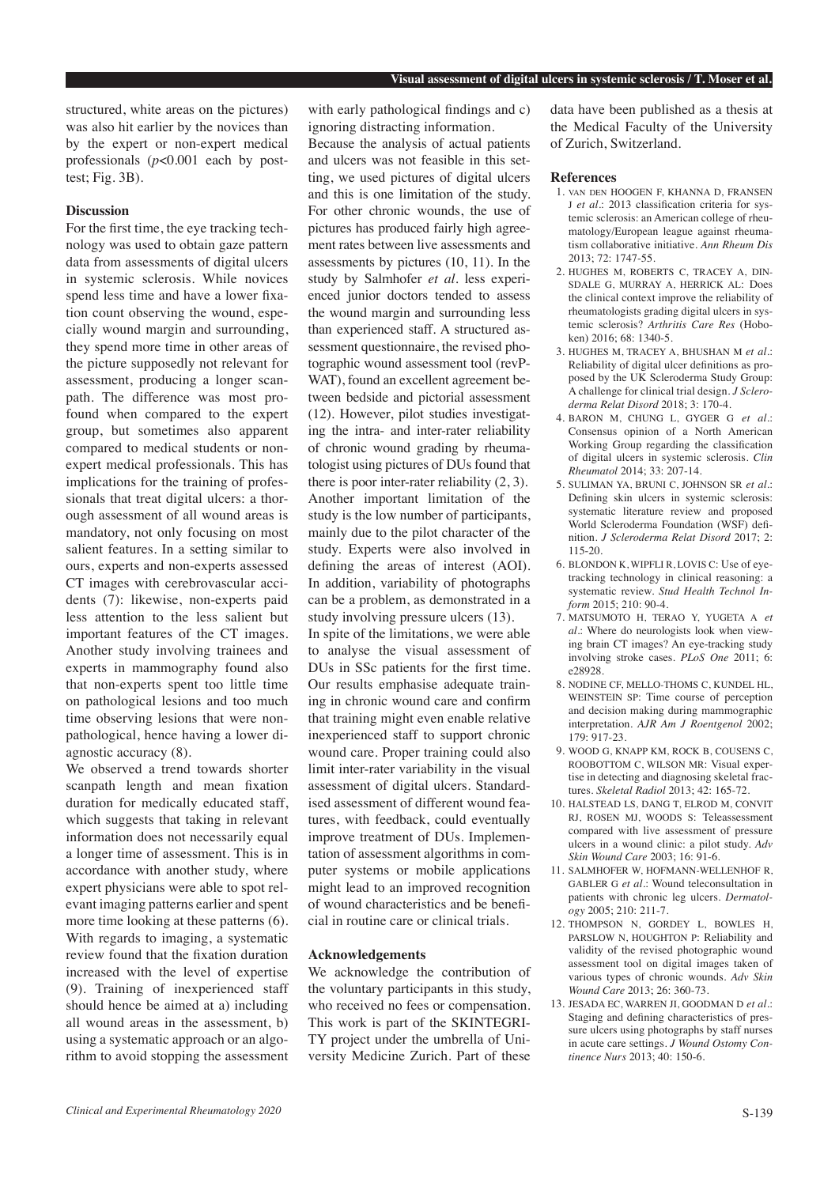structured, white areas on the pictures) was also hit earlier by the novices than by the expert or non-expert medical professionals ($p<0.001$ each by post-test; Fig. 3B).

## Discussion

For the first time, the eye tracking technology was used to obtain gaze pattern data from assessments of digital ulcers in systemic sclerosis. While novices spend less time and have a lower fixation count observing the wound, especially wound margin and surrounding, they spend more time in other areas of the picture supposedly not relevant for assessment, producing a longer scanpath. The difference was most profound when compared to the expert group, but sometimes also apparent compared to medical students or non-expert medical professionals. This has implications for the training of professionals that treat digital ulcers: a thorough assessment of all wound areas is mandatory, not only focusing on most salient features. In a setting similar to ours, experts and non-experts assessed CT images with cerebrovascular accidents (7): likewise, non-experts paid less attention to the less salient but important features of the CT images. Another study involving trainees and experts in mammography found also that non-experts spent too little time on pathological lesions and too much time observing lesions that were non-pathological, hence having a lower diagnostic accuracy (8).

We observed a trend towards shorter scanpath length and mean fixation duration for medically educated staff, which suggests that taking in relevant information does not necessarily equal a longer time of assessment. This is in accordance with another study, where expert physicians were able to spot relevant imaging patterns earlier and spent more time looking at these patterns (6). With regards to imaging, a systematic review found that the fixation duration increased with the level of expertise (9). Training of inexperienced staff should hence be aimed at a) including all wound areas in the assessment, b) using a systematic approach or an algorithm to avoid stopping the assessment with early pathological findings and c) ignoring distracting information.

Because the analysis of actual patients and ulcers was not feasible in this setting, we used pictures of digital ulcers and this is one limitation of the study. For other chronic wounds, the use of pictures has produced fairly high agreement rates between live assessments and assessments by pictures (10, 11). In the study by Salmhofer *et al.* less experienced junior doctors tended to assess the wound margin and surrounding less than experienced staff. A structured assessment questionnaire, the revised photographic wound assessment tool (revPWAT), found an excellent agreement between bedside and pictorial assessment (12). However, pilot studies investigating the intra- and inter-rater reliability of chronic wound grading by rheumatologist using pictures of DUs found that there is poor inter-rater reliability (2, 3). Another important limitation of the study is the low number of participants, mainly due to the pilot character of the study. Experts were also involved in defining the areas of interest (AOI). In addition, variability of photographs can be a problem, as demonstrated in a study involving pressure ulcers (13).

In spite of the limitations, we were able to analyse the visual assessment of DUs in SSc patients for the first time. Our results emphasise adequate training in chronic wound care and confirm that training might even enable relative inexperienced staff to support chronic wound care. Proper training could also limit inter-rater variability in the visual assessment of digital ulcers. Standardised assessment of different wound features, with feedback, could eventually improve treatment of DUs. Implementation of assessment algorithms in computer systems or mobile applications might lead to an improved recognition of wound characteristics and be beneficial in routine care or clinical trials.

## Acknowledgements

We acknowledge the contribution of the voluntary participants in this study, who received no fees or compensation. This work is part of the SKINTEGRITY project under the umbrella of University Medicine Zurich. Part of these data have been published as a thesis at the Medical Faculty of the University of Zurich, Switzerland.

## References

1. VAN DEN HOOGEN F, KHANNA D, FRANSEN J *et al.*: 2013 classification criteria for systemic sclerosis: an American college of rheumatology/European league against rheumatism collaborative initiative. *Ann Rheum Dis* 2013; 72: 1747-55.
2. HUGHES M, ROBERTS C, TRACEY A, DINSDALE G, MURRAY A, HERRICK AL: Does the clinical context improve the reliability of rheumatologists grading digital ulcers in systemic sclerosis? *Arthritis Care Res* (Hoboken) 2016; 68: 1340-5.
3. HUGHES M, TRACEY A, BHUSHAN M *et al.*: Reliability of digital ulcer definitions as proposed by the UK Scleroderma Study Group: A challenge for clinical trial design. *J Scleroderma Relat Disord* 2018; 3: 170-4.
4. BARON M, CHUNG L, GYGER G *et al.*: Consensus opinion of a North American Working Group regarding the classification of digital ulcers in systemic sclerosis. *Clin Rheumatol* 2014; 33: 207-14.
5. SULIMAN YA, BRUNI C, JOHNSON SR *et al.*: Defining skin ulcers in systemic sclerosis: systematic literature review and proposed World Scleroderma Foundation (WSF) definition. *J Scleroderma Relat Disord* 2017; 2: 115-20.
6. BLONDON K, WIPFLI R, LOVIS C: Use of eye-tracking technology in clinical reasoning: a systematic review. *Stud Health Technol Inform* 2015; 210: 90-4.
7. MATSUMOTO H, TERAO Y, YUGETA A *et al.*: Where do neurologists look when viewing brain CT images? An eye-tracking study involving stroke cases. *PLoS One* 2011; 6: e28928.
8. NODINE CF, MELLO-THOMS C, KUNDEL HL, WEINSTEIN SP: Time course of perception and decision making during mammographic interpretation. *AJR Am J Roentgenol* 2002; 179: 917-23.
9. WOOD G, KNAPP KM, ROCK B, COUSENS C, ROOBOTTOM C, WILSON MR: Visual expertise in detecting and diagnosing skeletal fractures. *Skeletal Radiol* 2013; 42: 165-72.
10. HALSTEAD LS, DANG T, ELROD M, CONVIT RJ, ROSEN MJ, WOODS S: Teleassessment compared with live assessment of pressure ulcers in a wound clinic: a pilot study. *Adv Skin Wound Care* 2003; 16: 91-6.
11. SALMHOFER W, HOFMANN-WELLENHOF R, GABLER G *et al.*: Wound teleconsultation in patients with chronic leg ulcers. *Dermatology* 2005; 210: 211-7.
12. THOMPSON N, GORDEY L, BOWLES H, PARSLOW N, HOUGHTON P: Reliability and validity of the revised photographic wound assessment tool on digital images taken of various types of chronic wounds. *Adv Skin Wound Care* 2013; 26: 360-73.
13. JESADA EC, WARREN JI, GOODMAN D *et al.*: Staging and defining characteristics of pressure ulcers using photographs by staff nurses in acute care settings. *J Wound Ostomy Continence Nurs* 2013; 40: 150-6.